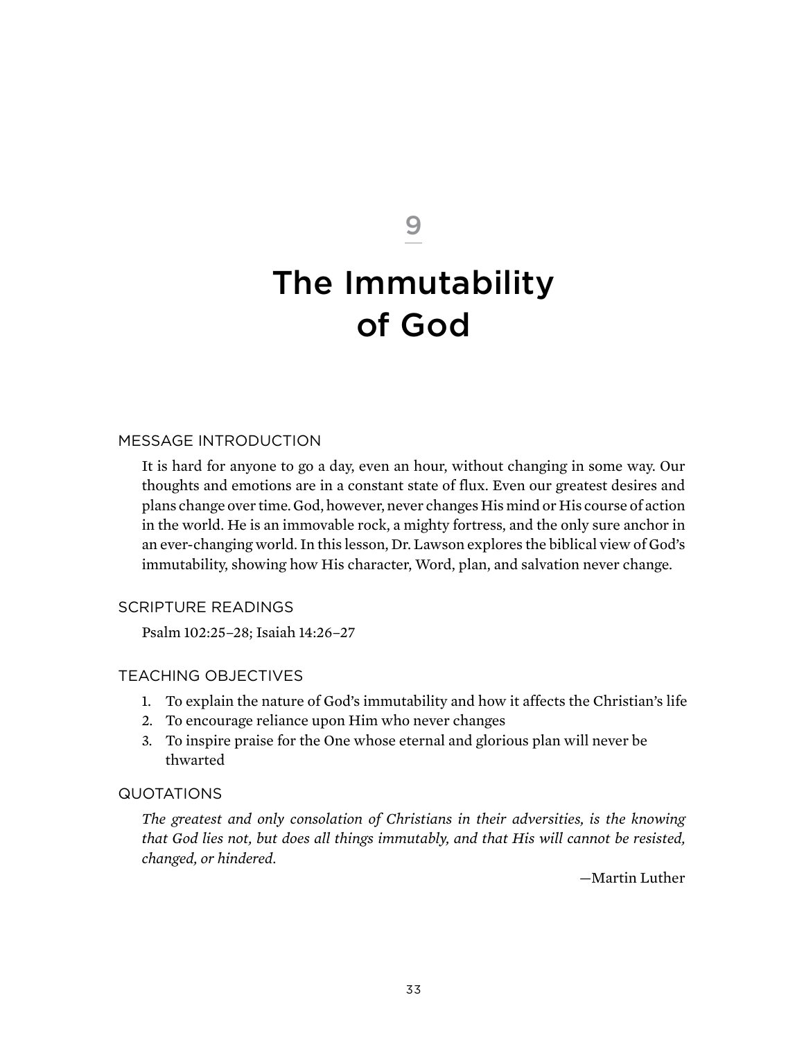# 9

# The Immutability of God

## MESSAGE INTRODUCTION

It is hard for anyone to go a day, even an hour, without changing in some way. Our thoughts and emotions are in a constant state of flux. Even our greatest desires and plans change over time. God, however, never changes His mind or His course of action in the world. He is an immovable rock, a mighty fortress, and the only sure anchor in an ever-changing world. In this lesson, Dr. Lawson explores the biblical view of God's immutability, showing how His character, Word, plan, and salvation never change.

## SCRIPTURE READINGS

Psalm 102:25–28; Isaiah 14:26–27

## TEACHING OBJECTIVES

1. To explain the nature of God's immutability and how it affects the Christian's life
2. To encourage reliance upon Him who never changes
3. To inspire praise for the One whose eternal and glorious plan will never be thwarted

## QUOTATIONS

*The greatest and only consolation of Christians in their adversities, is the knowing that God lies not, but does all things immutably, and that His will cannot be resisted, changed, or hindered.*

—Martin Luther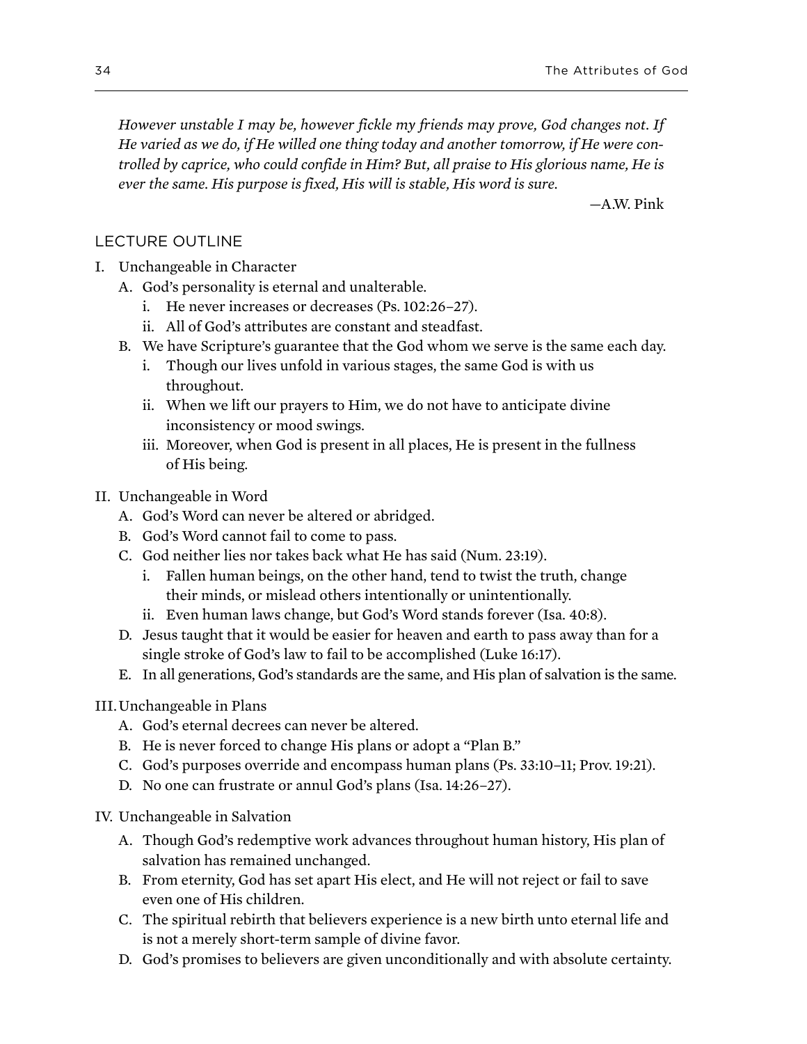*However unstable I may be, however fickle my friends may prove, God changes not. If He varied as we do, if He willed one thing today and another tomorrow, if He were controlled by caprice, who could confide in Him? But, all praise to His glorious name, He is ever the same. His purpose is fixed, His will is stable, His word is sure.*

—A.W. Pink

## LECTURE OUTLINE

I. Unchangeable in Character
   A. God's personality is eternal and unalterable.
      i. He never increases or decreases (Ps. 102:26–27).
      ii. All of God's attributes are constant and steadfast.
   B. We have Scripture's guarantee that the God whom we serve is the same each day.
      i. Though our lives unfold in various stages, the same God is with us throughout.
      ii. When we lift our prayers to Him, we do not have to anticipate divine inconsistency or mood swings.
      iii. Moreover, when God is present in all places, He is present in the fullness of His being.

II. Unchangeable in Word
   A. God's Word can never be altered or abridged.
   B. God's Word cannot fail to come to pass.
   C. God neither lies nor takes back what He has said (Num. 23:19).
      i. Fallen human beings, on the other hand, tend to twist the truth, change their minds, or mislead others intentionally or unintentionally.
      ii. Even human laws change, but God's Word stands forever (Isa. 40:8).
   D. Jesus taught that it would be easier for heaven and earth to pass away than for a single stroke of God's law to fail to be accomplished (Luke 16:17).
   E. In all generations, God's standards are the same, and His plan of salvation is the same.

III. Unchangeable in Plans
   A. God's eternal decrees can never be altered.
   B. He is never forced to change His plans or adopt a "Plan B."
   C. God's purposes override and encompass human plans (Ps. 33:10–11; Prov. 19:21).
   D. No one can frustrate or annul God's plans (Isa. 14:26–27).

IV. Unchangeable in Salvation
   A. Though God's redemptive work advances throughout human history, His plan of salvation has remained unchanged.
   B. From eternity, God has set apart His elect, and He will not reject or fail to save even one of His children.
   C. The spiritual rebirth that believers experience is a new birth unto eternal life and is not a merely short-term sample of divine favor.
   D. God's promises to believers are given unconditionally and with absolute certainty.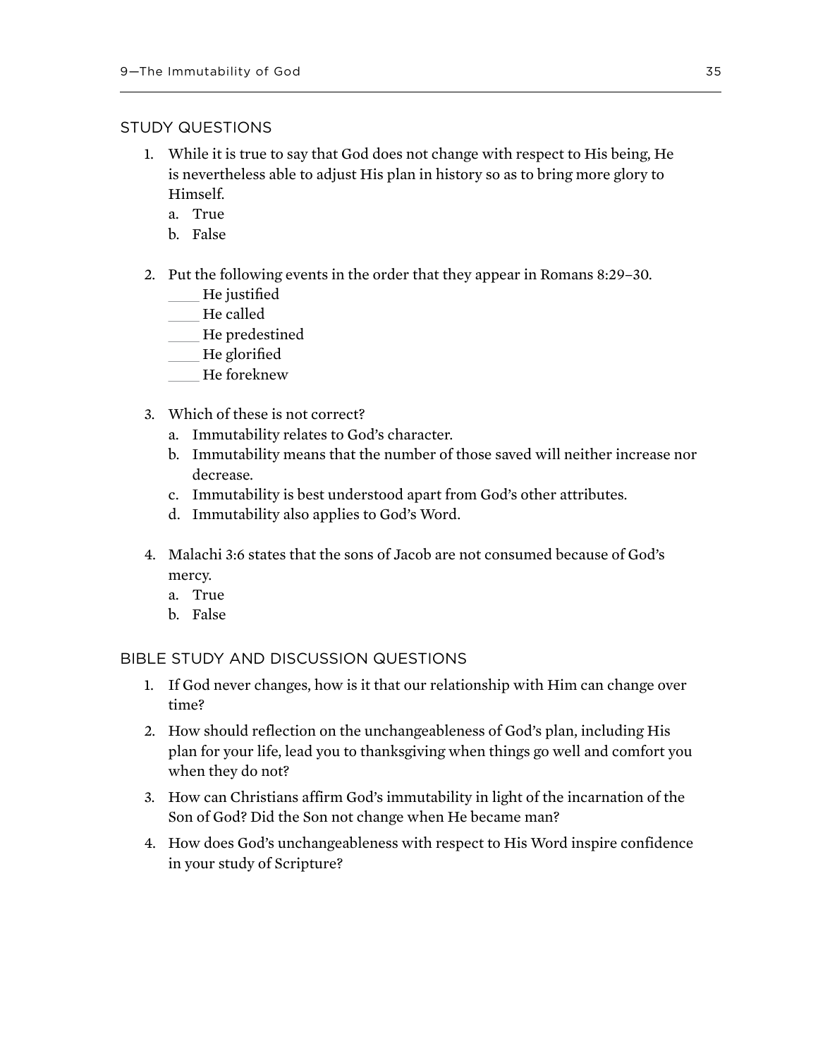## STUDY QUESTIONS

1. While it is true to say that God does not change with respect to His being, He is nevertheless able to adjust His plan in history so as to bring more glory to Himself.
   a. True
   b. False

2. Put the following events in the order that they appear in Romans 8:29–30.
   ____ He justified
   ____ He called
   ____ He predestined
   ____ He glorified
   ____ He foreknew

3. Which of these is not correct?
   a. Immutability relates to God's character.
   b. Immutability means that the number of those saved will neither increase nor decrease.
   c. Immutability is best understood apart from God's other attributes.
   d. Immutability also applies to God's Word.

4. Malachi 3:6 states that the sons of Jacob are not consumed because of God's mercy.
   a. True
   b. False

## BIBLE STUDY AND DISCUSSION QUESTIONS

1. If God never changes, how is it that our relationship with Him can change over time?
2. How should reflection on the unchangeableness of God's plan, including His plan for your life, lead you to thanksgiving when things go well and comfort you when they do not?
3. How can Christians affirm God's immutability in light of the incarnation of the Son of God? Did the Son not change when He became man?
4. How does God's unchangeableness with respect to His Word inspire confidence in your study of Scripture?